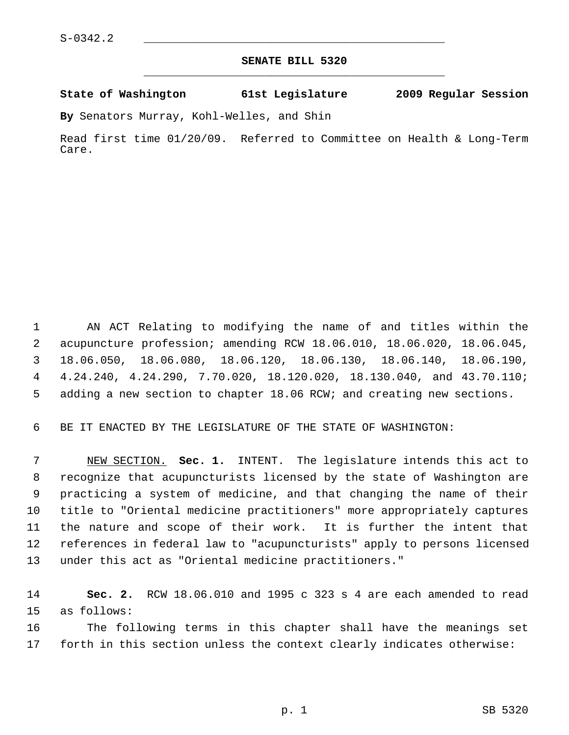S-0342.2

# SENATE BILL 5320

**State of Washington 61st Legislature 2009 Regular Session**

**By** Senators Murray, Kohl-Welles, and Shin

Read first time 01/20/09. Referred to Committee on Health & Long-Term Care.

AN ACT Relating to modifying the name of and titles within the acupuncture profession; amending RCW 18.06.010, 18.06.020, 18.06.045, 18.06.050, 18.06.080, 18.06.120, 18.06.130, 18.06.140, 18.06.190, 4.24.240, 4.24.290, 7.70.020, 18.120.020, 18.130.040, and 43.70.110; adding a new section to chapter 18.06 RCW; and creating new sections.

BE IT ENACTED BY THE LEGISLATURE OF THE STATE OF WASHINGTON:

NEW SECTION. **Sec. 1.** INTENT. The legislature intends this act to recognize that acupuncturists licensed by the state of Washington are practicing a system of medicine, and that changing the name of their title to "Oriental medicine practitioners" more appropriately captures the nature and scope of their work. It is further the intent that references in federal law to "acupuncturists" apply to persons licensed under this act as "Oriental medicine practitioners."

**Sec. 2.** RCW 18.06.010 and 1995 c 323 s 4 are each amended to read as follows:

The following terms in this chapter shall have the meanings set forth in this section unless the context clearly indicates otherwise: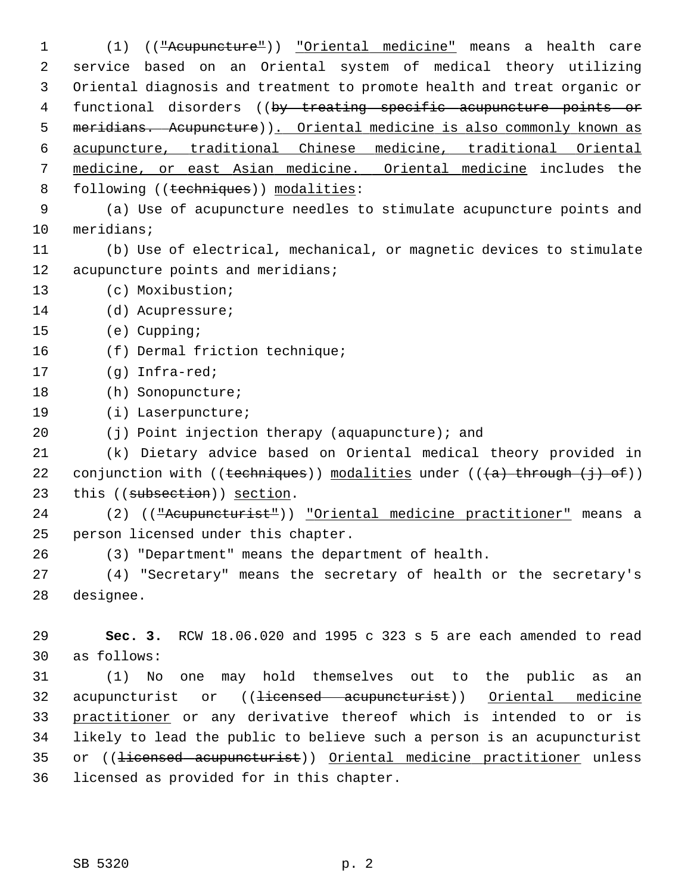(1) (("Acupuncture")) "Oriental medicine" means a health care service based on an Oriental system of medical theory utilizing Oriental diagnosis and treatment to promote health and treat organic or functional disorders ((by treating specific acupuncture points or meridians. Acupuncture)). Oriental medicine is also commonly known as acupuncture, traditional Chinese medicine, traditional Oriental medicine, or east Asian medicine. Oriental medicine includes the following ((techniques)) modalities:

(a) Use of acupuncture needles to stimulate acupuncture points and meridians;

(b) Use of electrical, mechanical, or magnetic devices to stimulate acupuncture points and meridians;

(c) Moxibustion;

(d) Acupressure;

(e) Cupping;

(f) Dermal friction technique;

(g) Infra-red;

(h) Sonopuncture;

(i) Laserpuncture;

(j) Point injection therapy (aquapuncture); and

(k) Dietary advice based on Oriental medical theory provided in conjunction with ((techniques)) modalities under (((a) through (j) of)) this ((subsection)) section.

(2) (("Acupuncturist")) "Oriental medicine practitioner" means a person licensed under this chapter.

(3) "Department" means the department of health.

(4) "Secretary" means the secretary of health or the secretary's designee.

**Sec. 3.** RCW 18.06.020 and 1995 c 323 s 5 are each amended to read as follows:

(1) No one may hold themselves out to the public as an acupuncturist or ((licensed acupuncturist)) Oriental medicine practitioner or any derivative thereof which is intended to or is likely to lead the public to believe such a person is an acupuncturist or ((licensed acupuncturist)) Oriental medicine practitioner unless licensed as provided for in this chapter.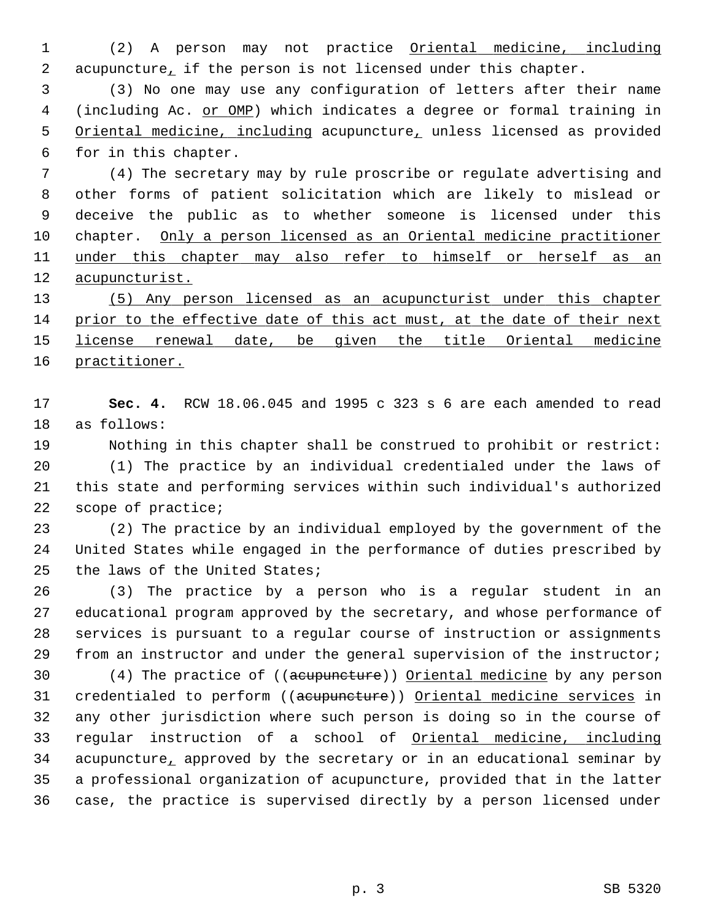(2) A person may not practice <u>Oriental medicine, including</u> acupuncture<u>,</u> if the person is not licensed under this chapter.

(3) No one may use any configuration of letters after their name (including Ac. <u>or OMP</u>) which indicates a degree or formal training in <u>Oriental medicine, including</u> acupuncture<u>,</u> unless licensed as provided for in this chapter.

(4) The secretary may by rule proscribe or regulate advertising and other forms of patient solicitation which are likely to mislead or deceive the public as to whether someone is licensed under this chapter. <u>Only a person licensed as an Oriental medicine practitioner under this chapter may also refer to himself or herself as an acupuncturist.</u>

<u>(5) Any person licensed as an acupuncturist under this chapter prior to the effective date of this act must, at the date of their next license renewal date, be given the title Oriental medicine practitioner.</u>

**Sec. 4.** RCW 18.06.045 and 1995 c 323 s 6 are each amended to read as follows:

Nothing in this chapter shall be construed to prohibit or restrict:

(1) The practice by an individual credentialed under the laws of this state and performing services within such individual's authorized scope of practice;

(2) The practice by an individual employed by the government of the United States while engaged in the performance of duties prescribed by the laws of the United States;

(3) The practice by a person who is a regular student in an educational program approved by the secretary, and whose performance of services is pursuant to a regular course of instruction or assignments from an instructor and under the general supervision of the instructor;

(4) The practice of ((~~acupuncture~~)) <u>Oriental medicine</u> by any person credentialed to perform ((~~acupuncture~~)) <u>Oriental medicine services</u> in any other jurisdiction where such person is doing so in the course of regular instruction of a school of <u>Oriental medicine, including</u> acupuncture<u>,</u> approved by the secretary or in an educational seminar by a professional organization of acupuncture, provided that in the latter case, the practice is supervised directly by a person licensed under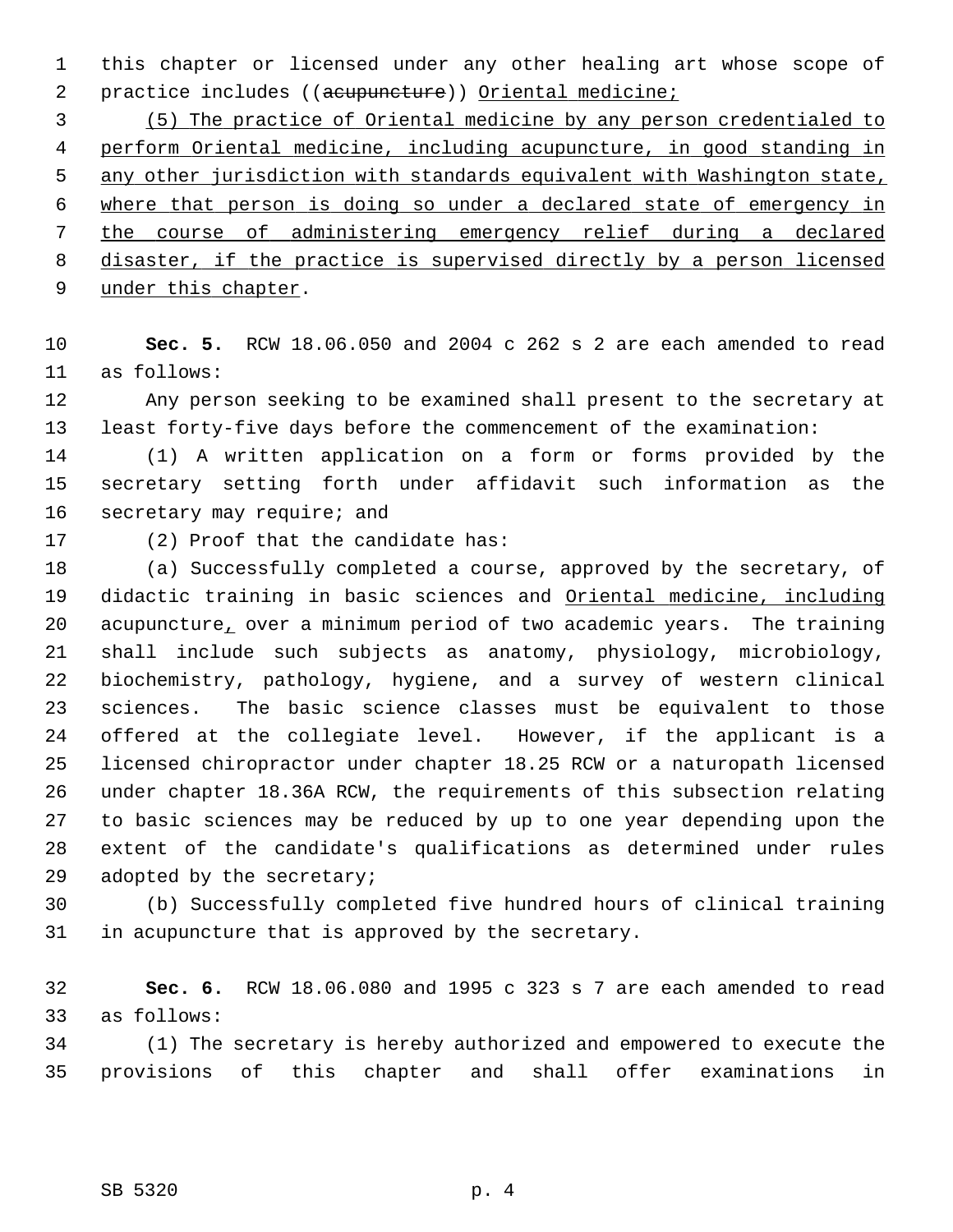this chapter or licensed under any other healing art whose scope of practice includes ((~~acupuncture~~)) Oriental medicine;

(5) The practice of Oriental medicine by any person credentialed to perform Oriental medicine, including acupuncture, in good standing in any other jurisdiction with standards equivalent with Washington state, where that person is doing so under a declared state of emergency in the course of administering emergency relief during a declared disaster, if the practice is supervised directly by a person licensed under this chapter.

**Sec. 5.** RCW 18.06.050 and 2004 c 262 s 2 are each amended to read as follows:

Any person seeking to be examined shall present to the secretary at least forty-five days before the commencement of the examination:

(1) A written application on a form or forms provided by the secretary setting forth under affidavit such information as the secretary may require; and

(2) Proof that the candidate has:

(a) Successfully completed a course, approved by the secretary, of didactic training in basic sciences and Oriental medicine, including acupuncture, over a minimum period of two academic years. The training shall include such subjects as anatomy, physiology, microbiology, biochemistry, pathology, hygiene, and a survey of western clinical sciences. The basic science classes must be equivalent to those offered at the collegiate level. However, if the applicant is a licensed chiropractor under chapter 18.25 RCW or a naturopath licensed under chapter 18.36A RCW, the requirements of this subsection relating to basic sciences may be reduced by up to one year depending upon the extent of the candidate's qualifications as determined under rules adopted by the secretary;

(b) Successfully completed five hundred hours of clinical training in acupuncture that is approved by the secretary.

**Sec. 6.** RCW 18.06.080 and 1995 c 323 s 7 are each amended to read as follows:

(1) The secretary is hereby authorized and empowered to execute the provisions of this chapter and shall offer examinations in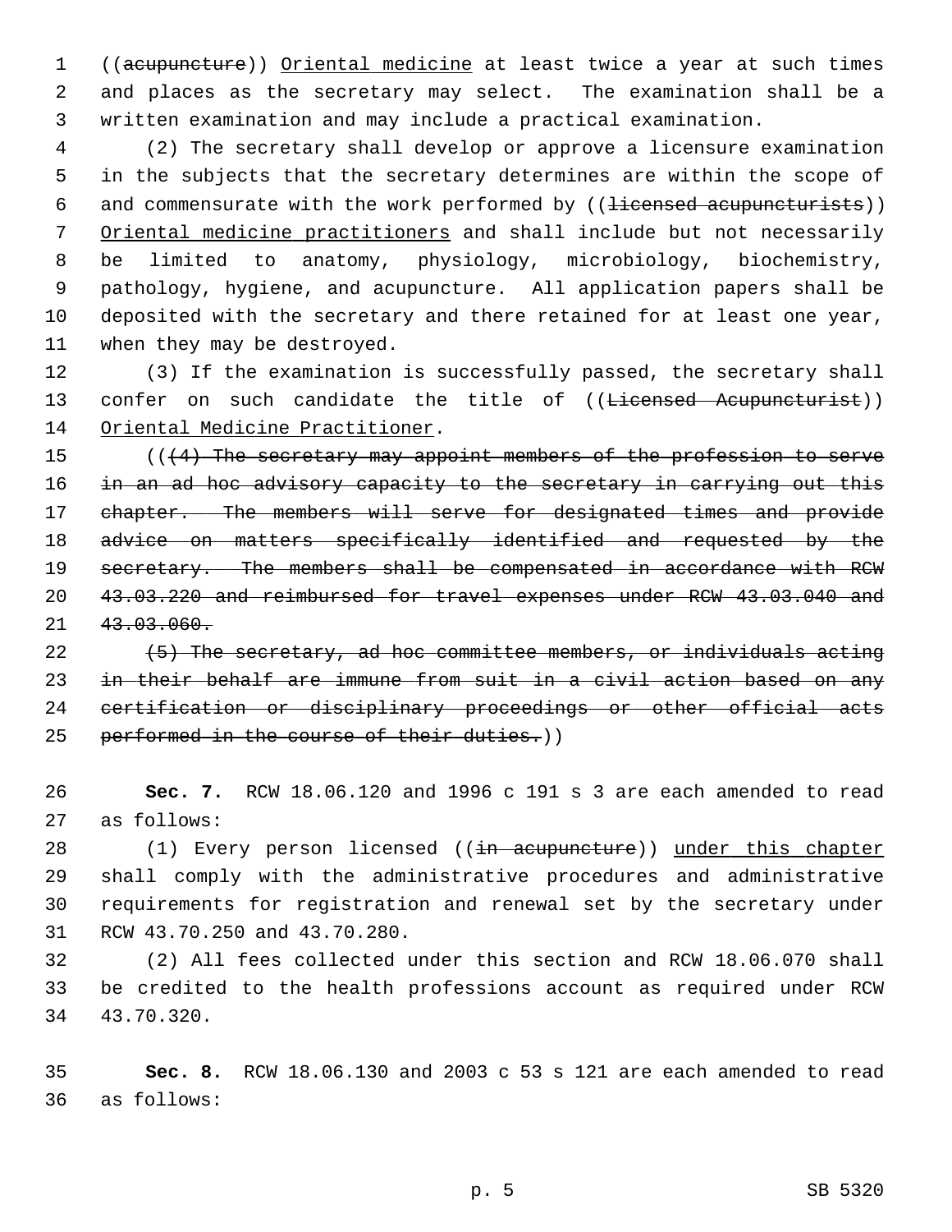((~~acupuncture~~)) <u>Oriental medicine</u> at least twice a year at such times and places as the secretary may select. The examination shall be a written examination and may include a practical examination.

(2) The secretary shall develop or approve a licensure examination in the subjects that the secretary determines are within the scope of and commensurate with the work performed by ((~~licensed acupuncturists~~)) <u>Oriental medicine practitioners</u> and shall include but not necessarily be limited to anatomy, physiology, microbiology, biochemistry, pathology, hygiene, and acupuncture. All application papers shall be deposited with the secretary and there retained for at least one year, when they may be destroyed.

(3) If the examination is successfully passed, the secretary shall confer on such candidate the title of ((~~Licensed Acupuncturist~~)) <u>Oriental Medicine Practitioner</u>.

((~~(4) The secretary may appoint members of the profession to serve in an ad hoc advisory capacity to the secretary in carrying out this chapter. The members will serve for designated times and provide advice on matters specifically identified and requested by the secretary. The members shall be compensated in accordance with RCW 43.03.220 and reimbursed for travel expenses under RCW 43.03.040 and 43.03.060.~~

~~(5) The secretary, ad hoc committee members, or individuals acting in their behalf are immune from suit in a civil action based on any certification or disciplinary proceedings or other official acts performed in the course of their duties.~~))

**Sec. 7.** RCW 18.06.120 and 1996 c 191 s 3 are each amended to read as follows:

(1) Every person licensed ((~~in acupuncture~~)) <u>under this chapter</u> shall comply with the administrative procedures and administrative requirements for registration and renewal set by the secretary under RCW 43.70.250 and 43.70.280.

(2) All fees collected under this section and RCW 18.06.070 shall be credited to the health professions account as required under RCW 43.70.320.

**Sec. 8.** RCW 18.06.130 and 2003 c 53 s 121 are each amended to read as follows: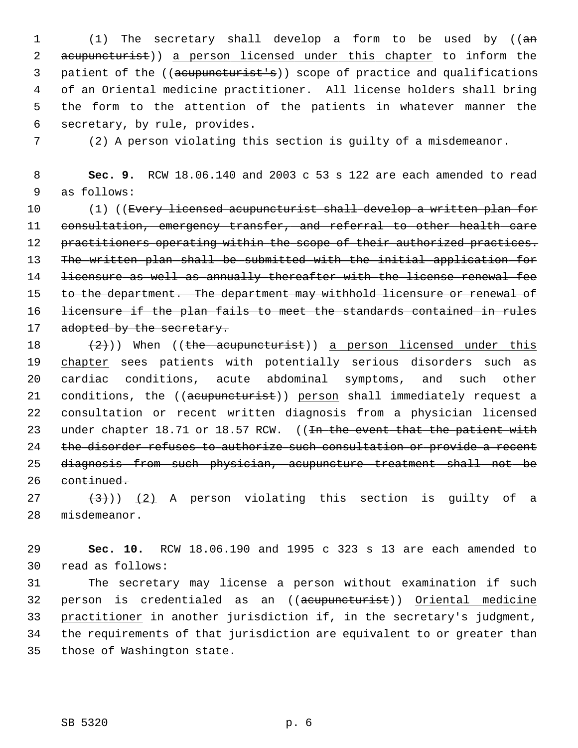(1) The secretary shall develop a form to be used by ((~~an acupuncturist~~)) <u>a person licensed under this chapter</u> to inform the patient of the ((~~acupuncturist's~~)) scope of practice and qualifications <u>of an Oriental medicine practitioner</u>. All license holders shall bring the form to the attention of the patients in whatever manner the secretary, by rule, provides.

(2) A person violating this section is guilty of a misdemeanor.

**Sec. 9.** RCW 18.06.140 and 2003 c 53 s 122 are each amended to read as follows:

(1) ((~~Every licensed acupuncturist shall develop a written plan for consultation, emergency transfer, and referral to other health care practitioners operating within the scope of their authorized practices. The written plan shall be submitted with the initial application for licensure as well as annually thereafter with the license renewal fee to the department. The department may withhold licensure or renewal of licensure if the plan fails to meet the standards contained in rules adopted by the secretary.~~

~~(2)~~)) When ((~~the acupuncturist~~)) <u>a person licensed under this chapter</u> sees patients with potentially serious disorders such as cardiac conditions, acute abdominal symptoms, and such other conditions, the ((~~acupuncturist~~)) <u>person</u> shall immediately request a consultation or recent written diagnosis from a physician licensed under chapter 18.71 or 18.57 RCW. ((~~In the event that the patient with the disorder refuses to authorize such consultation or provide a recent diagnosis from such physician, acupuncture treatment shall not be continued.~~

~~(3)~~)) <u>(2)</u> A person violating this section is guilty of a misdemeanor.

**Sec. 10.** RCW 18.06.190 and 1995 c 323 s 13 are each amended to read as follows:

The secretary may license a person without examination if such person is credentialed as an ((~~acupuncturist~~)) <u>Oriental medicine practitioner</u> in another jurisdiction if, in the secretary's judgment, the requirements of that jurisdiction are equivalent to or greater than those of Washington state.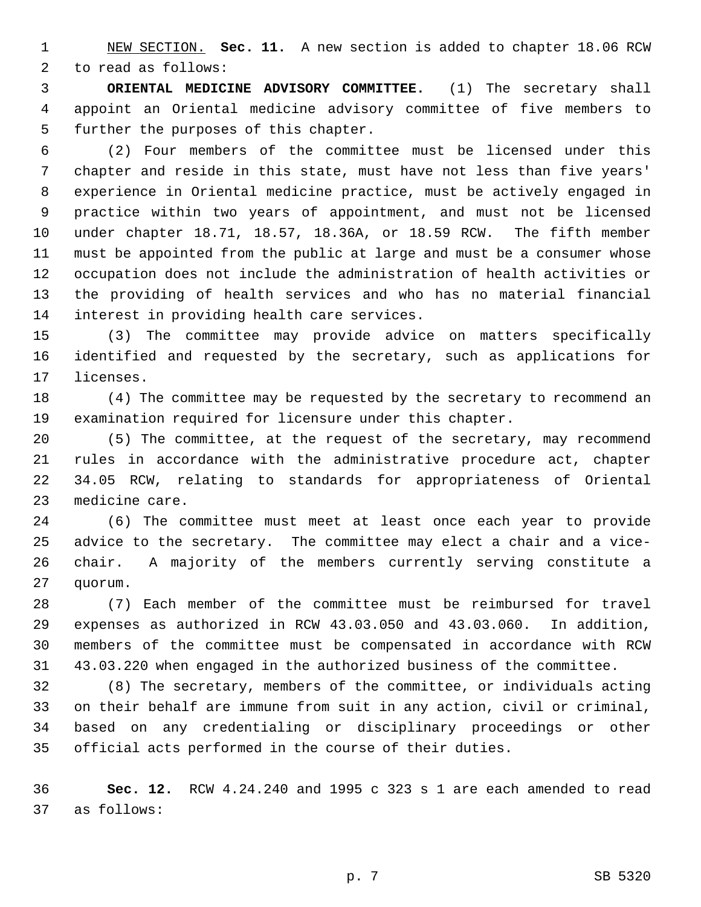NEW SECTION. **Sec. 11.** A new section is added to chapter 18.06 RCW to read as follows:

**ORIENTAL MEDICINE ADVISORY COMMITTEE.** (1) The secretary shall appoint an Oriental medicine advisory committee of five members to further the purposes of this chapter.

(2) Four members of the committee must be licensed under this chapter and reside in this state, must have not less than five years' experience in Oriental medicine practice, must be actively engaged in practice within two years of appointment, and must not be licensed under chapter 18.71, 18.57, 18.36A, or 18.59 RCW. The fifth member must be appointed from the public at large and must be a consumer whose occupation does not include the administration of health activities or the providing of health services and who has no material financial interest in providing health care services.

(3) The committee may provide advice on matters specifically identified and requested by the secretary, such as applications for licenses.

(4) The committee may be requested by the secretary to recommend an examination required for licensure under this chapter.

(5) The committee, at the request of the secretary, may recommend rules in accordance with the administrative procedure act, chapter 34.05 RCW, relating to standards for appropriateness of Oriental medicine care.

(6) The committee must meet at least once each year to provide advice to the secretary. The committee may elect a chair and a vice-chair. A majority of the members currently serving constitute a quorum.

(7) Each member of the committee must be reimbursed for travel expenses as authorized in RCW 43.03.050 and 43.03.060. In addition, members of the committee must be compensated in accordance with RCW 43.03.220 when engaged in the authorized business of the committee.

(8) The secretary, members of the committee, or individuals acting on their behalf are immune from suit in any action, civil or criminal, based on any credentialing or disciplinary proceedings or other official acts performed in the course of their duties.

**Sec. 12.** RCW 4.24.240 and 1995 c 323 s 1 are each amended to read as follows: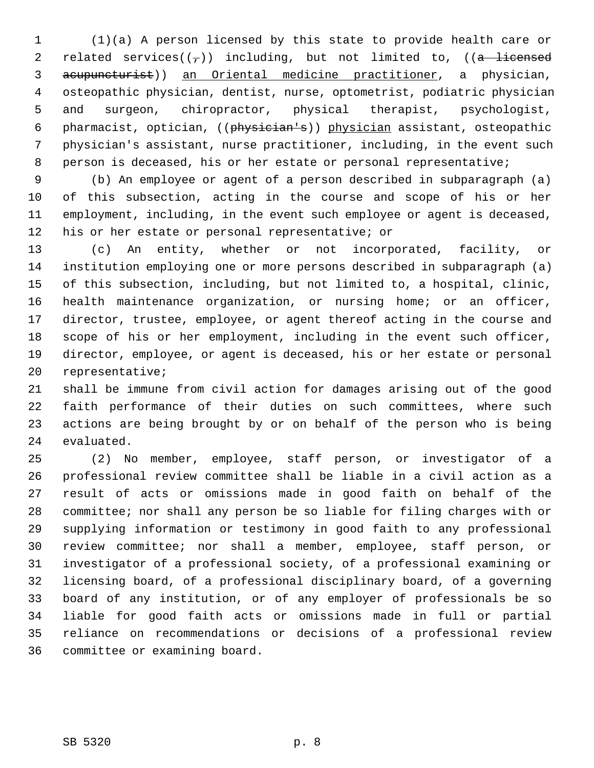(1)(a) A person licensed by this state to provide health care or related services((,)) including, but not limited to, ((~~a licensed acupuncturist~~)) an Oriental medicine practitioner, a physician, osteopathic physician, dentist, nurse, optometrist, podiatric physician and surgeon, chiropractor, physical therapist, psychologist, pharmacist, optician, ((~~physician's~~)) physician assistant, osteopathic physician's assistant, nurse practitioner, including, in the event such person is deceased, his or her estate or personal representative;

(b) An employee or agent of a person described in subparagraph (a) of this subsection, acting in the course and scope of his or her employment, including, in the event such employee or agent is deceased, his or her estate or personal representative; or

(c) An entity, whether or not incorporated, facility, or institution employing one or more persons described in subparagraph (a) of this subsection, including, but not limited to, a hospital, clinic, health maintenance organization, or nursing home; or an officer, director, trustee, employee, or agent thereof acting in the course and scope of his or her employment, including in the event such officer, director, employee, or agent is deceased, his or her estate or personal representative;

shall be immune from civil action for damages arising out of the good faith performance of their duties on such committees, where such actions are being brought by or on behalf of the person who is being evaluated.

(2) No member, employee, staff person, or investigator of a professional review committee shall be liable in a civil action as a result of acts or omissions made in good faith on behalf of the committee; nor shall any person be so liable for filing charges with or supplying information or testimony in good faith to any professional review committee; nor shall a member, employee, staff person, or investigator of a professional society, of a professional examining or licensing board, of a professional disciplinary board, of a governing board of any institution, or of any employer of professionals be so liable for good faith acts or omissions made in full or partial reliance on recommendations or decisions of a professional review committee or examining board.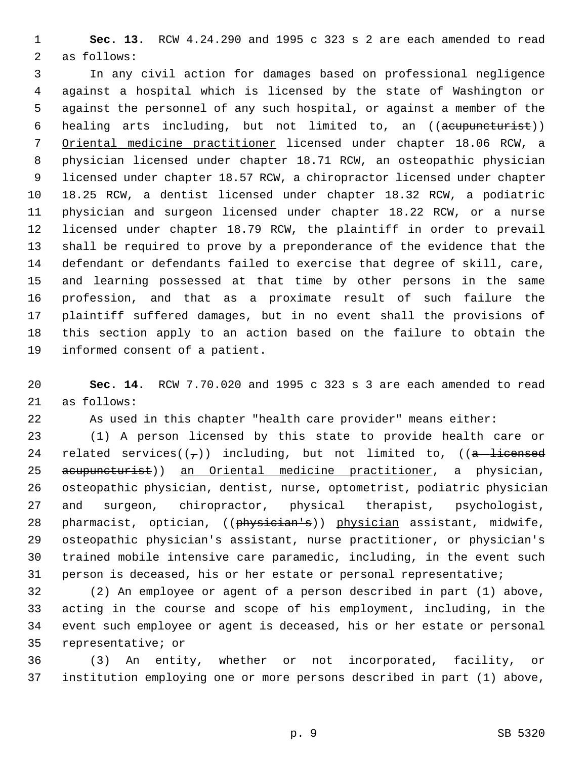**Sec. 13.** RCW 4.24.290 and 1995 c 323 s 2 are each amended to read as follows:

In any civil action for damages based on professional negligence against a hospital which is licensed by the state of Washington or against the personnel of any such hospital, or against a member of the healing arts including, but not limited to, an ((~~acupuncturist~~)) Oriental medicine practitioner licensed under chapter 18.06 RCW, a physician licensed under chapter 18.71 RCW, an osteopathic physician licensed under chapter 18.57 RCW, a chiropractor licensed under chapter 18.25 RCW, a dentist licensed under chapter 18.32 RCW, a podiatric physician and surgeon licensed under chapter 18.22 RCW, or a nurse licensed under chapter 18.79 RCW, the plaintiff in order to prevail shall be required to prove by a preponderance of the evidence that the defendant or defendants failed to exercise that degree of skill, care, and learning possessed at that time by other persons in the same profession, and that as a proximate result of such failure the plaintiff suffered damages, but in no event shall the provisions of this section apply to an action based on the failure to obtain the informed consent of a patient.

**Sec. 14.** RCW 7.70.020 and 1995 c 323 s 3 are each amended to read as follows:

As used in this chapter "health care provider" means either:

(1) A person licensed by this state to provide health care or related services((~~,~~)) including, but not limited to, ((~~a licensed acupuncturist~~)) an Oriental medicine practitioner, a physician, osteopathic physician, dentist, nurse, optometrist, podiatric physician and surgeon, chiropractor, physical therapist, psychologist, pharmacist, optician, ((~~physician's~~)) physician assistant, midwife, osteopathic physician's assistant, nurse practitioner, or physician's trained mobile intensive care paramedic, including, in the event such person is deceased, his or her estate or personal representative;

(2) An employee or agent of a person described in part (1) above, acting in the course and scope of his employment, including, in the event such employee or agent is deceased, his or her estate or personal representative; or

(3) An entity, whether or not incorporated, facility, or institution employing one or more persons described in part (1) above,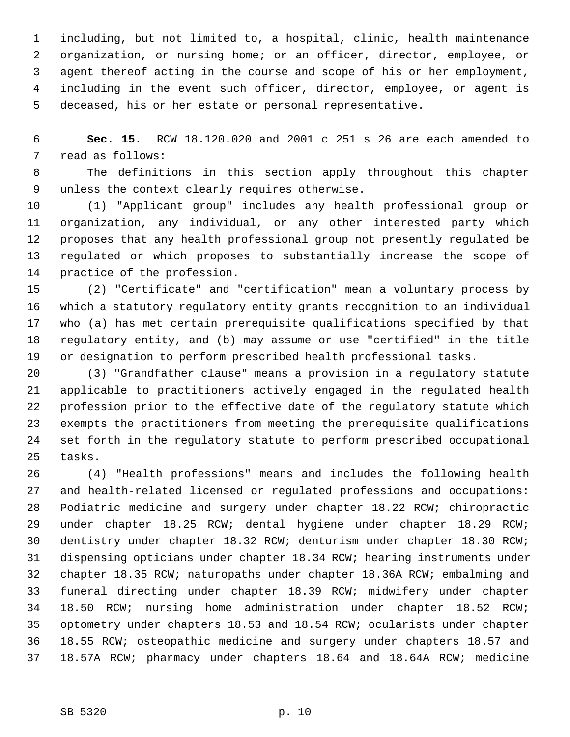including, but not limited to, a hospital, clinic, health maintenance organization, or nursing home; or an officer, director, employee, or agent thereof acting in the course and scope of his or her employment, including in the event such officer, director, employee, or agent is deceased, his or her estate or personal representative.

**Sec. 15.** RCW 18.120.020 and 2001 c 251 s 26 are each amended to read as follows:

The definitions in this section apply throughout this chapter unless the context clearly requires otherwise.

(1) "Applicant group" includes any health professional group or organization, any individual, or any other interested party which proposes that any health professional group not presently regulated be regulated or which proposes to substantially increase the scope of practice of the profession.

(2) "Certificate" and "certification" mean a voluntary process by which a statutory regulatory entity grants recognition to an individual who (a) has met certain prerequisite qualifications specified by that regulatory entity, and (b) may assume or use "certified" in the title or designation to perform prescribed health professional tasks.

(3) "Grandfather clause" means a provision in a regulatory statute applicable to practitioners actively engaged in the regulated health profession prior to the effective date of the regulatory statute which exempts the practitioners from meeting the prerequisite qualifications set forth in the regulatory statute to perform prescribed occupational tasks.

(4) "Health professions" means and includes the following health and health-related licensed or regulated professions and occupations: Podiatric medicine and surgery under chapter 18.22 RCW; chiropractic under chapter 18.25 RCW; dental hygiene under chapter 18.29 RCW; dentistry under chapter 18.32 RCW; denturism under chapter 18.30 RCW; dispensing opticians under chapter 18.34 RCW; hearing instruments under chapter 18.35 RCW; naturopaths under chapter 18.36A RCW; embalming and funeral directing under chapter 18.39 RCW; midwifery under chapter 18.50 RCW; nursing home administration under chapter 18.52 RCW; optometry under chapters 18.53 and 18.54 RCW; ocularists under chapter 18.55 RCW; osteopathic medicine and surgery under chapters 18.57 and 18.57A RCW; pharmacy under chapters 18.64 and 18.64A RCW; medicine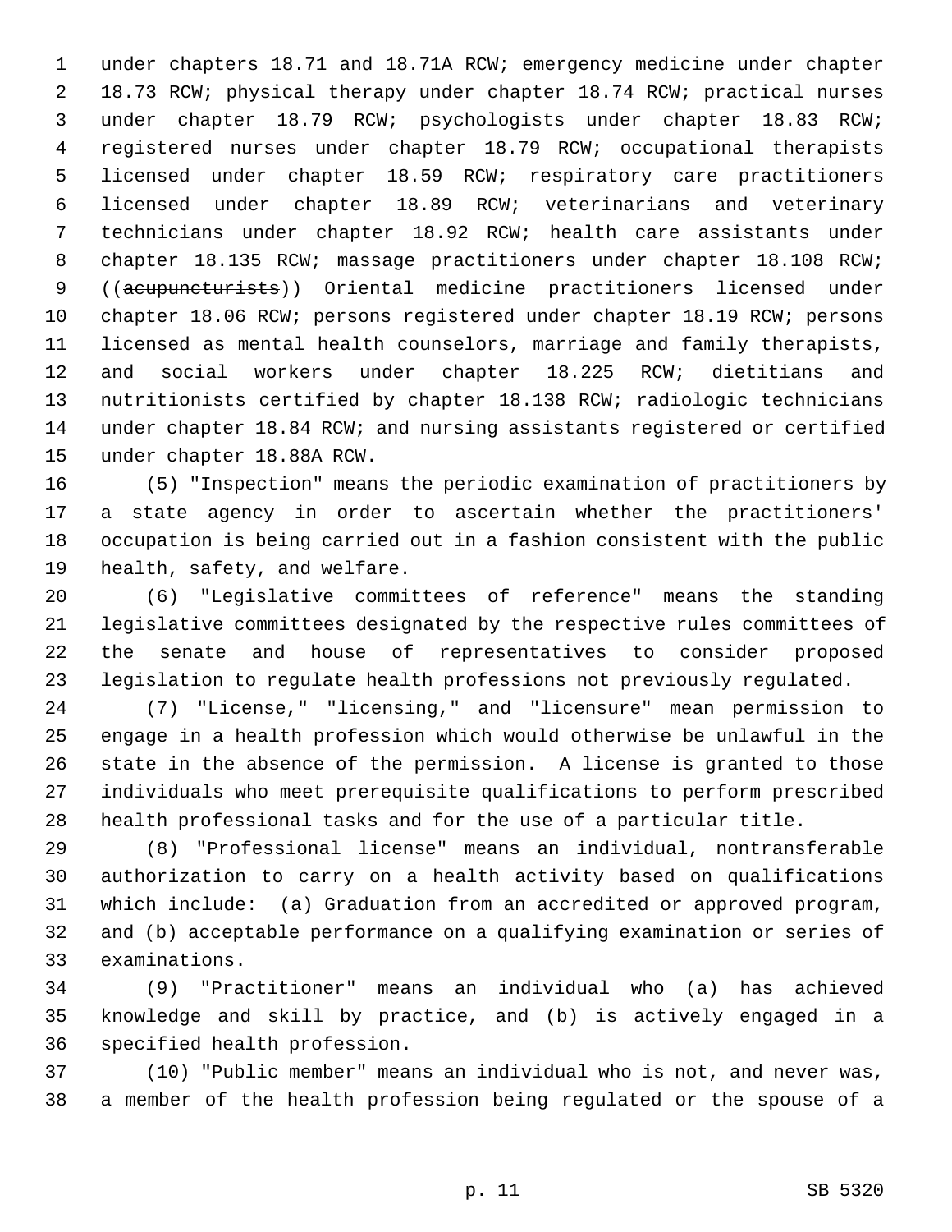under chapters 18.71 and 18.71A RCW; emergency medicine under chapter 18.73 RCW; physical therapy under chapter 18.74 RCW; practical nurses under chapter 18.79 RCW; psychologists under chapter 18.83 RCW; registered nurses under chapter 18.79 RCW; occupational therapists licensed under chapter 18.59 RCW; respiratory care practitioners licensed under chapter 18.89 RCW; veterinarians and veterinary technicians under chapter 18.92 RCW; health care assistants under chapter 18.135 RCW; massage practitioners under chapter 18.108 RCW; ((~~acupuncturists~~)) <u>Oriental medicine practitioners</u> licensed under chapter 18.06 RCW; persons registered under chapter 18.19 RCW; persons licensed as mental health counselors, marriage and family therapists, and social workers under chapter 18.225 RCW; dietitians and nutritionists certified by chapter 18.138 RCW; radiologic technicians under chapter 18.84 RCW; and nursing assistants registered or certified under chapter 18.88A RCW.

(5) "Inspection" means the periodic examination of practitioners by a state agency in order to ascertain whether the practitioners' occupation is being carried out in a fashion consistent with the public health, safety, and welfare.

(6) "Legislative committees of reference" means the standing legislative committees designated by the respective rules committees of the senate and house of representatives to consider proposed legislation to regulate health professions not previously regulated.

(7) "License," "licensing," and "licensure" mean permission to engage in a health profession which would otherwise be unlawful in the state in the absence of the permission. A license is granted to those individuals who meet prerequisite qualifications to perform prescribed health professional tasks and for the use of a particular title.

(8) "Professional license" means an individual, nontransferable authorization to carry on a health activity based on qualifications which include: (a) Graduation from an accredited or approved program, and (b) acceptable performance on a qualifying examination or series of examinations.

(9) "Practitioner" means an individual who (a) has achieved knowledge and skill by practice, and (b) is actively engaged in a specified health profession.

(10) "Public member" means an individual who is not, and never was, a member of the health profession being regulated or the spouse of a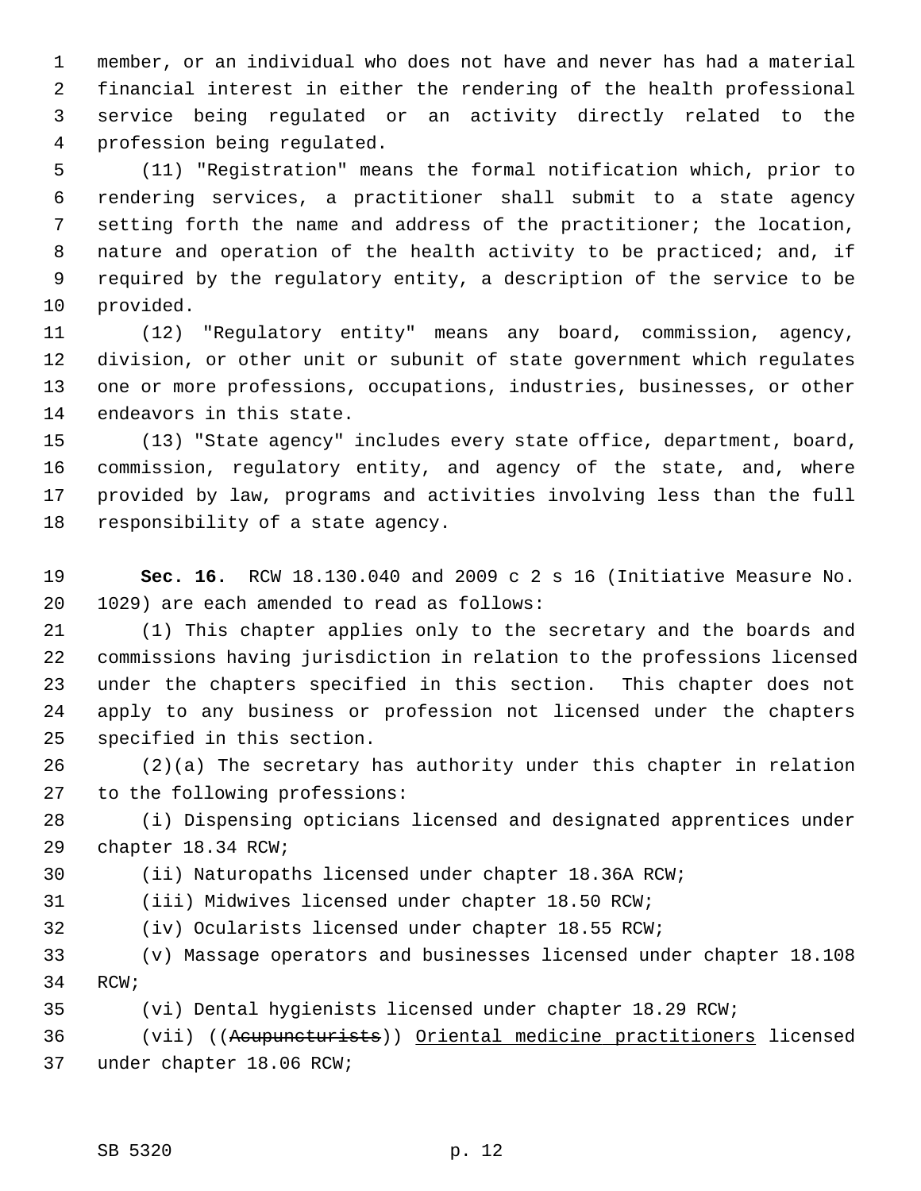member, or an individual who does not have and never has had a material financial interest in either the rendering of the health professional service being regulated or an activity directly related to the profession being regulated.

(11) "Registration" means the formal notification which, prior to rendering services, a practitioner shall submit to a state agency setting forth the name and address of the practitioner; the location, nature and operation of the health activity to be practiced; and, if required by the regulatory entity, a description of the service to be provided.

(12) "Regulatory entity" means any board, commission, agency, division, or other unit or subunit of state government which regulates one or more professions, occupations, industries, businesses, or other endeavors in this state.

(13) "State agency" includes every state office, department, board, commission, regulatory entity, and agency of the state, and, where provided by law, programs and activities involving less than the full responsibility of a state agency.

**Sec. 16.** RCW 18.130.040 and 2009 c 2 s 16 (Initiative Measure No. 1029) are each amended to read as follows:

(1) This chapter applies only to the secretary and the boards and commissions having jurisdiction in relation to the professions licensed under the chapters specified in this section. This chapter does not apply to any business or profession not licensed under the chapters specified in this section.

(2)(a) The secretary has authority under this chapter in relation to the following professions:

(i) Dispensing opticians licensed and designated apprentices under chapter 18.34 RCW;

(ii) Naturopaths licensed under chapter 18.36A RCW;

(iii) Midwives licensed under chapter 18.50 RCW;

(iv) Ocularists licensed under chapter 18.55 RCW;

(v) Massage operators and businesses licensed under chapter 18.108 RCW;

(vi) Dental hygienists licensed under chapter 18.29 RCW;

(vii) ((~~Acupuncturists~~)) <u>Oriental medicine practitioners</u> licensed under chapter 18.06 RCW;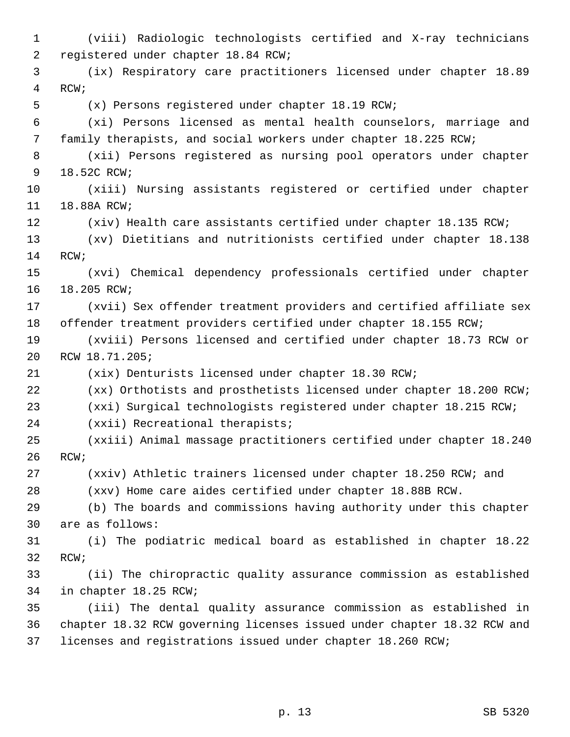(viii) Radiologic technologists certified and X-ray technicians registered under chapter 18.84 RCW;

(ix) Respiratory care practitioners licensed under chapter 18.89 RCW;

(x) Persons registered under chapter 18.19 RCW;

(xi) Persons licensed as mental health counselors, marriage and family therapists, and social workers under chapter 18.225 RCW;

(xii) Persons registered as nursing pool operators under chapter 18.52C RCW;

(xiii) Nursing assistants registered or certified under chapter 18.88A RCW;

(xiv) Health care assistants certified under chapter 18.135 RCW;

(xv) Dietitians and nutritionists certified under chapter 18.138 RCW;

(xvi) Chemical dependency professionals certified under chapter 18.205 RCW;

(xvii) Sex offender treatment providers and certified affiliate sex offender treatment providers certified under chapter 18.155 RCW;

(xviii) Persons licensed and certified under chapter 18.73 RCW or RCW 18.71.205;

(xix) Denturists licensed under chapter 18.30 RCW;

(xx) Orthotists and prosthetists licensed under chapter 18.200 RCW;

(xxi) Surgical technologists registered under chapter 18.215 RCW;

(xxii) Recreational therapists;

(xxiii) Animal massage practitioners certified under chapter 18.240 RCW;

(xxiv) Athletic trainers licensed under chapter 18.250 RCW; and

(xxv) Home care aides certified under chapter 18.88B RCW.

(b) The boards and commissions having authority under this chapter are as follows:

(i) The podiatric medical board as established in chapter 18.22 RCW;

(ii) The chiropractic quality assurance commission as established in chapter 18.25 RCW;

(iii) The dental quality assurance commission as established in chapter 18.32 RCW governing licenses issued under chapter 18.32 RCW and licenses and registrations issued under chapter 18.260 RCW;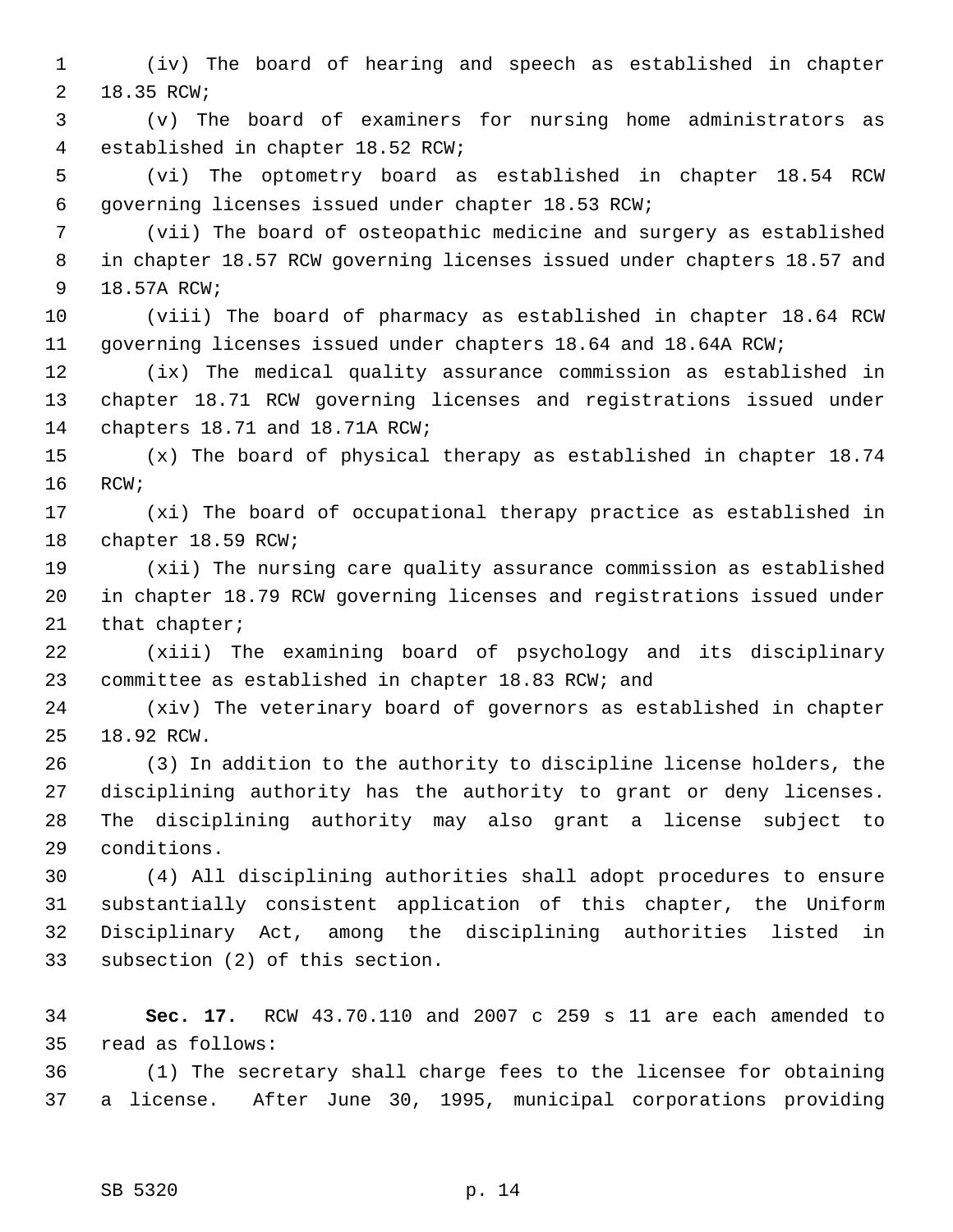(iv) The board of hearing and speech as established in chapter 18.35 RCW;

(v) The board of examiners for nursing home administrators as established in chapter 18.52 RCW;

(vi) The optometry board as established in chapter 18.54 RCW governing licenses issued under chapter 18.53 RCW;

(vii) The board of osteopathic medicine and surgery as established in chapter 18.57 RCW governing licenses issued under chapters 18.57 and 18.57A RCW;

(viii) The board of pharmacy as established in chapter 18.64 RCW governing licenses issued under chapters 18.64 and 18.64A RCW;

(ix) The medical quality assurance commission as established in chapter 18.71 RCW governing licenses and registrations issued under chapters 18.71 and 18.71A RCW;

(x) The board of physical therapy as established in chapter 18.74 RCW;

(xi) The board of occupational therapy practice as established in chapter 18.59 RCW;

(xii) The nursing care quality assurance commission as established in chapter 18.79 RCW governing licenses and registrations issued under that chapter;

(xiii) The examining board of psychology and its disciplinary committee as established in chapter 18.83 RCW; and

(xiv) The veterinary board of governors as established in chapter 18.92 RCW.

(3) In addition to the authority to discipline license holders, the disciplining authority has the authority to grant or deny licenses. The disciplining authority may also grant a license subject to conditions.

(4) All disciplining authorities shall adopt procedures to ensure substantially consistent application of this chapter, the Uniform Disciplinary Act, among the disciplining authorities listed in subsection (2) of this section.

**Sec. 17.** RCW 43.70.110 and 2007 c 259 s 11 are each amended to read as follows:

(1) The secretary shall charge fees to the licensee for obtaining a license. After June 30, 1995, municipal corporations providing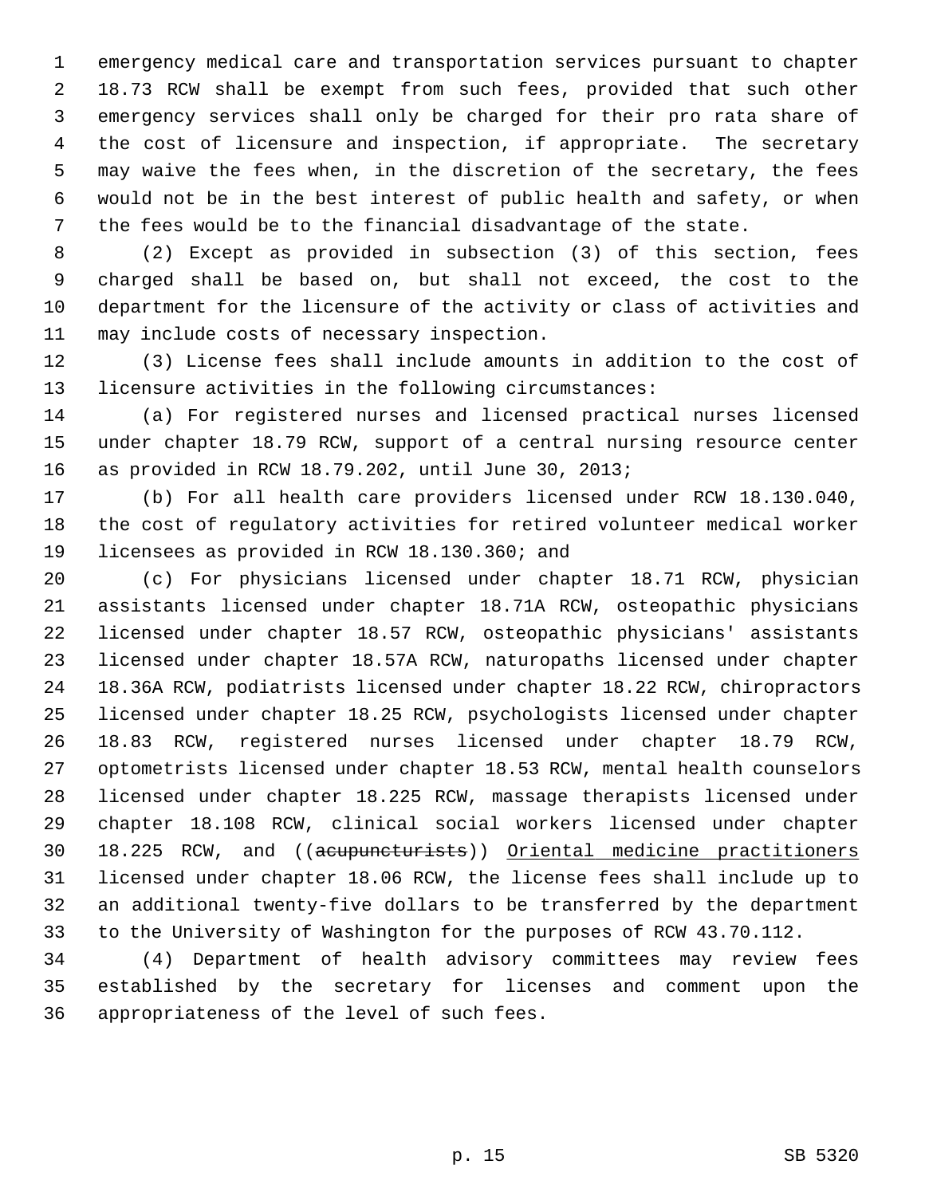emergency medical care and transportation services pursuant to chapter 18.73 RCW shall be exempt from such fees, provided that such other emergency services shall only be charged for their pro rata share of the cost of licensure and inspection, if appropriate. The secretary may waive the fees when, in the discretion of the secretary, the fees would not be in the best interest of public health and safety, or when the fees would be to the financial disadvantage of the state.

(2) Except as provided in subsection (3) of this section, fees charged shall be based on, but shall not exceed, the cost to the department for the licensure of the activity or class of activities and may include costs of necessary inspection.

(3) License fees shall include amounts in addition to the cost of licensure activities in the following circumstances:

(a) For registered nurses and licensed practical nurses licensed under chapter 18.79 RCW, support of a central nursing resource center as provided in RCW 18.79.202, until June 30, 2013;

(b) For all health care providers licensed under RCW 18.130.040, the cost of regulatory activities for retired volunteer medical worker licensees as provided in RCW 18.130.360; and

(c) For physicians licensed under chapter 18.71 RCW, physician assistants licensed under chapter 18.71A RCW, osteopathic physicians licensed under chapter 18.57 RCW, osteopathic physicians' assistants licensed under chapter 18.57A RCW, naturopaths licensed under chapter 18.36A RCW, podiatrists licensed under chapter 18.22 RCW, chiropractors licensed under chapter 18.25 RCW, psychologists licensed under chapter 18.83 RCW, registered nurses licensed under chapter 18.79 RCW, optometrists licensed under chapter 18.53 RCW, mental health counselors licensed under chapter 18.225 RCW, massage therapists licensed under chapter 18.108 RCW, clinical social workers licensed under chapter 18.225 RCW, and ((~~acupuncturists~~)) <u>Oriental medicine practitioners</u> licensed under chapter 18.06 RCW, the license fees shall include up to an additional twenty-five dollars to be transferred by the department to the University of Washington for the purposes of RCW 43.70.112.

(4) Department of health advisory committees may review fees established by the secretary for licenses and comment upon the appropriateness of the level of such fees.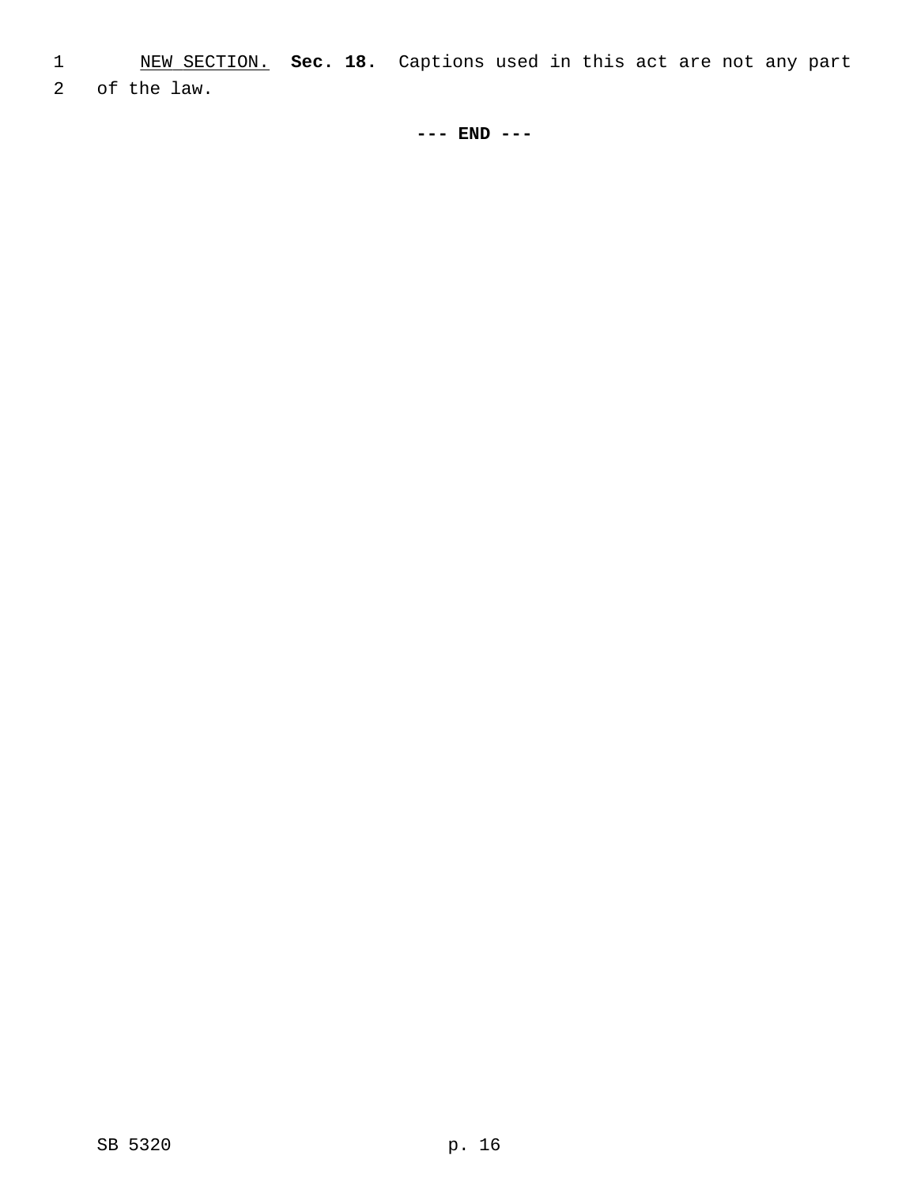NEW SECTION. **Sec. 18.** Captions used in this act are not any part of the law.

**--- END ---**